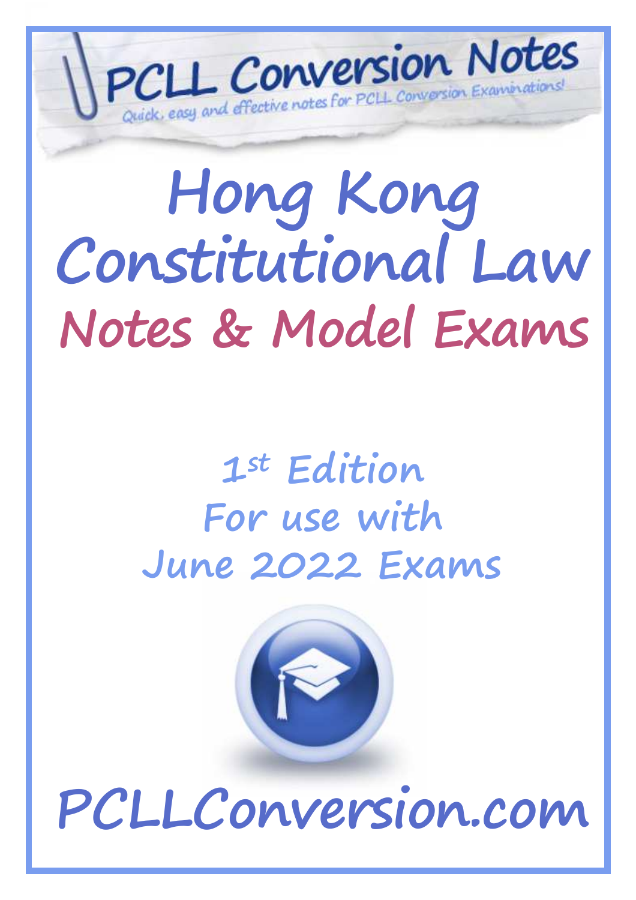PCLL Conversion Notes

*Quick, easy and effective notes for PCLL Conversion Examinations!*

# Hong Kong Constitutional Law

## Notes & Model Exams

1st Edition
For use with
June 2022 Exams

PCLLConversion.com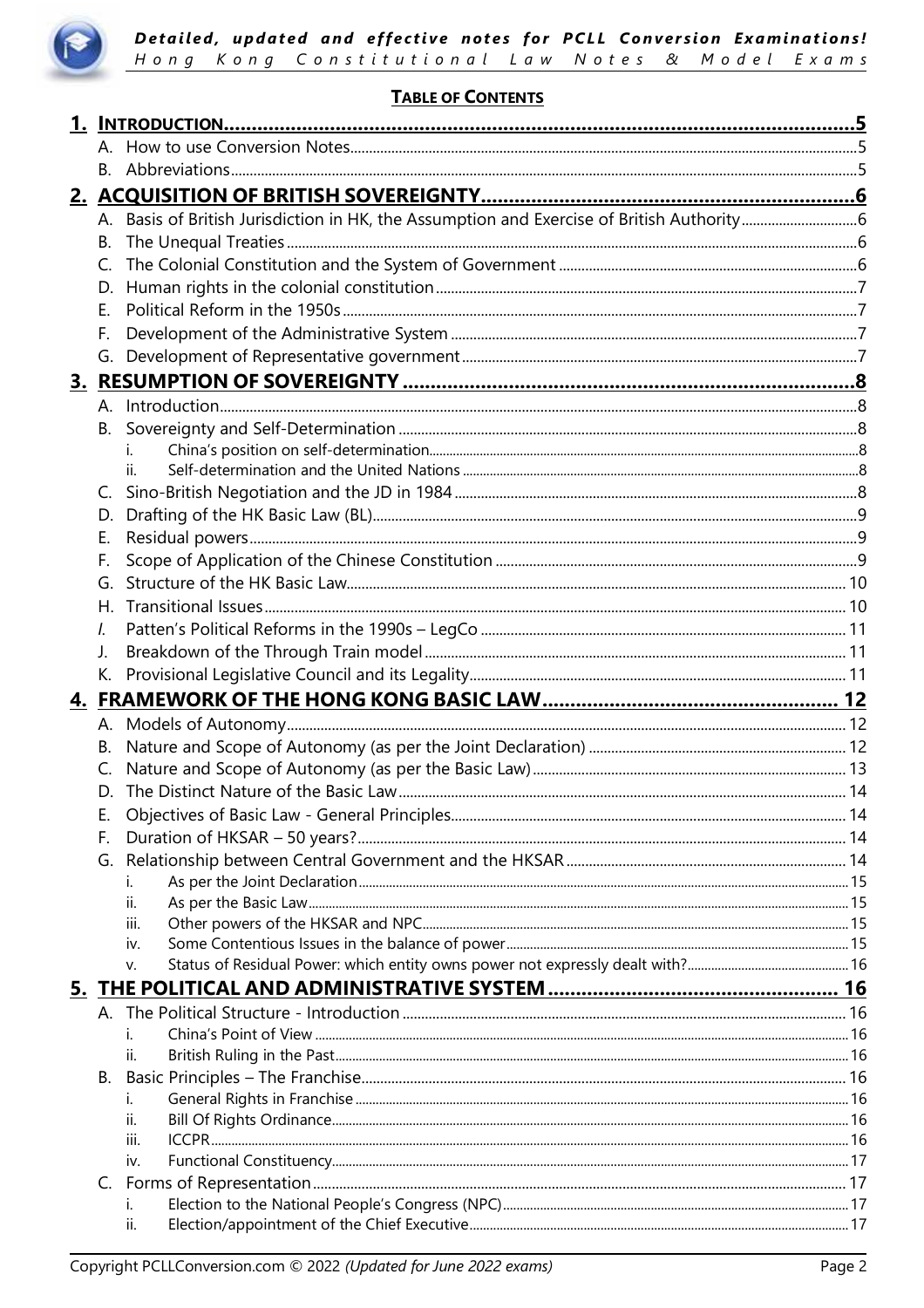**TABLE OF CONTENTS**

1. INTRODUCTION .....5
   - A. How to use Conversion Notes .....5
   - B. Abbreviations .....5
2. ACQUISITION OF BRITISH SOVEREIGNTY .....6
   - A. Basis of British Jurisdiction in HK, the Assumption and Exercise of British Authority .....6
   - B. The Unequal Treaties .....6
   - C. The Colonial Constitution and the System of Government .....6
   - D. Human rights in the colonial constitution .....7
   - E. Political Reform in the 1950s .....7
   - F. Development of the Administrative System .....7
   - G. Development of Representative government .....7
3. RESUMPTION OF SOVEREIGNTY .....8
   - A. Introduction .....8
   - B. Sovereignty and Self-Determination .....8
     - i. China's position on self-determination .....8
     - ii. Self-determination and the United Nations .....8
   - C. Sino-British Negotiation and the JD in 1984 .....8
   - D. Drafting of the HK Basic Law (BL) .....9
   - E. Residual powers .....9
   - F. Scope of Application of the Chinese Constitution .....9
   - G. Structure of the HK Basic Law .....10
   - H. Transitional Issues .....10
   - I. Patten's Political Reforms in the 1990s – LegCo .....11
   - J. Breakdown of the Through Train model .....11
   - K. Provisional Legislative Council and its Legality .....11
4. FRAMEWORK OF THE HONG KONG BASIC LAW .....12
   - A. Models of Autonomy .....12
   - B. Nature and Scope of Autonomy (as per the Joint Declaration) .....12
   - C. Nature and Scope of Autonomy (as per the Basic Law) .....13
   - D. The Distinct Nature of the Basic Law .....14
   - E. Objectives of Basic Law - General Principles .....14
   - F. Duration of HKSAR – 50 years? .....14
   - G. Relationship between Central Government and the HKSAR .....14
     - i. As per the Joint Declaration .....15
     - ii. As per the Basic Law .....15
     - iii. Other powers of the HKSAR and NPC .....15
     - iv. Some Contentious Issues in the balance of power .....15
     - v. Status of Residual Power: which entity owns power not expressly dealt with? .....16
5. THE POLITICAL AND ADMINISTRATIVE SYSTEM .....16
   - A. The Political Structure - Introduction .....16
     - i. China's Point of View .....16
     - ii. British Ruling in the Past .....16
   - B. Basic Principles – The Franchise .....16
     - i. General Rights in Franchise .....16
     - ii. Bill Of Rights Ordinance .....16
     - iii. ICCPR .....16
     - iv. Functional Constituency .....17
   - C. Forms of Representation .....17
     - i. Election to the National People's Congress (NPC) .....17
     - ii. Election/appointment of the Chief Executive .....17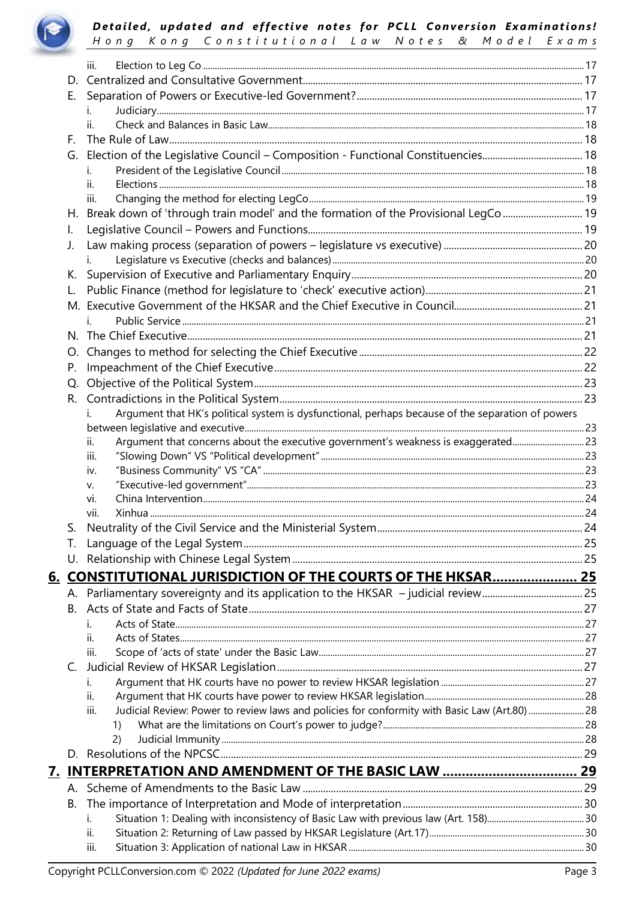- iii. Election to Leg Co ..... 17
- D. Centralized and Consultative Government ..... 17
- E. Separation of Powers or Executive-led Government? ..... 17
  - i. Judiciary ..... 17
  - ii. Check and Balances in Basic Law ..... 18
- F. The Rule of Law ..... 18
- G. Election of the Legislative Council – Composition - Functional Constituencies ..... 18
  - i. President of the Legislative Council ..... 18
  - ii. Elections ..... 18
  - iii. Changing the method for electing LegCo ..... 19
- H. Break down of 'through train model' and the formation of the Provisional LegCo ..... 19
- I. Legislative Council – Powers and Functions ..... 19
- J. Law making process (separation of powers – legislature vs executive) ..... 20
  - i. Legislature vs Executive (checks and balances) ..... 20
- K. Supervision of Executive and Parliamentary Enquiry ..... 20
- L. Public Finance (method for legislature to 'check' executive action) ..... 21
- M. Executive Government of the HKSAR and the Chief Executive in Council ..... 21
  - i. Public Service ..... 21
- N. The Chief Executive ..... 21
- O. Changes to method for selecting the Chief Executive ..... 22
- P. Impeachment of the Chief Executive ..... 22
- Q. Objective of the Political System ..... 23
- R. Contradictions in the Political System ..... 23
  - i. Argument that HK's political system is dysfunctional, perhaps because of the separation of powers between legislative and executive ..... 23
  - ii. Argument that concerns about the executive government's weakness is exaggerated ..... 23
  - iii. "Slowing Down" VS "Political development" ..... 23
  - iv. "Business Community" VS "CA" ..... 23
  - v. "Executive-led government" ..... 23
  - vi. China Intervention ..... 24
  - vii. Xinhua ..... 24
- S. Neutrality of the Civil Service and the Ministerial System ..... 24
- T. Language of the Legal System ..... 25
- U. Relationship with Chinese Legal System ..... 25

## 6. CONSTITUTIONAL JURISDICTION OF THE COURTS OF THE HKSAR ..... 25

- A. Parliamentary sovereignty and its application to the HKSAR – judicial review ..... 25
- B. Acts of State and Facts of State ..... 27
  - i. Acts of State ..... 27
  - ii. Acts of States ..... 27
  - iii. Scope of 'acts of state' under the Basic Law ..... 27
- C. Judicial Review of HKSAR Legislation ..... 27
  - i. Argument that HK courts have no power to review HKSAR legislation ..... 27
  - ii. Argument that HK courts have power to review HKSAR legislation ..... 28
  - iii. Judicial Review: Power to review laws and policies for conformity with Basic Law (Art.80) ..... 28
    1) What are the limitations on Court's power to judge? ..... 28
    2) Judicial Immunity ..... 28
- D. Resolutions of the NPCSC ..... 29

## 7. INTERPRETATION AND AMENDMENT OF THE BASIC LAW ..... 29

- A. Scheme of Amendments to the Basic Law ..... 29
- B. The importance of Interpretation and Mode of interpretation ..... 30
  - i. Situation 1: Dealing with inconsistency of Basic Law with previous law (Art. 158) ..... 30
  - ii. Situation 2: Returning of Law passed by HKSAR Legislature (Art.17) ..... 30
  - iii. Situation 3: Application of national Law in HKSAR ..... 30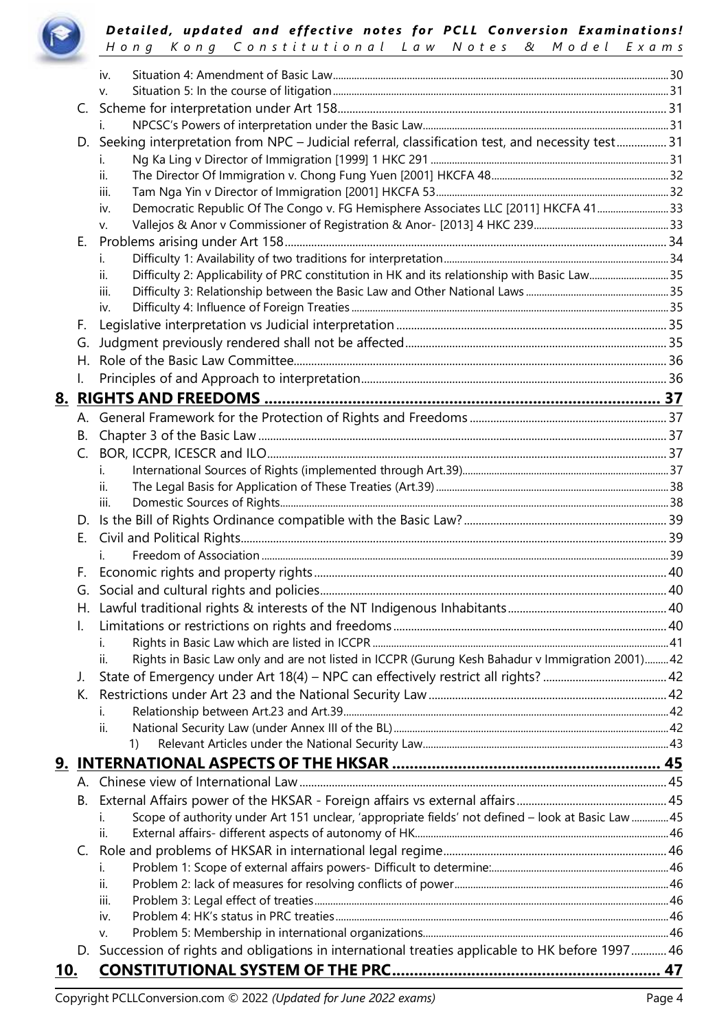- iv. Situation 4: Amendment of Basic Law ..... 30
- v. Situation 5: In the course of litigation ..... 31

C. Scheme for interpretation under Art 158 ..... 31
- i. NPCSC's Powers of interpretation under the Basic Law ..... 31

D. Seeking interpretation from NPC – Judicial referral, classification test, and necessity test ..... 31
- i. Ng Ka Ling v Director of Immigration [1999] 1 HKC 291 ..... 31
- ii. The Director Of Immigration v. Chong Fung Yuen [2001] HKCFA 48 ..... 32
- iii. Tam Nga Yin v Director of Immigration [2001] HKCFA 53 ..... 32
- iv. Democratic Republic Of The Congo v. FG Hemisphere Associates LLC [2011] HKCFA 41 ..... 33
- v. Vallejos & Anor v Commissioner of Registration & Anor- [2013] 4 HKC 239 ..... 33

E. Problems arising under Art 158 ..... 34
- i. Difficulty 1: Availability of two traditions for interpretation ..... 34
- ii. Difficulty 2: Applicability of PRC constitution in HK and its relationship with Basic Law ..... 35
- iii. Difficulty 3: Relationship between the Basic Law and Other National Laws ..... 35
- iv. Difficulty 4: Influence of Foreign Treaties ..... 35

F. Legislative interpretation vs Judicial interpretation ..... 35

G. Judgment previously rendered shall not be affected ..... 35

H. Role of the Basic Law Committee ..... 36

I. Principles of and Approach to interpretation ..... 36

## 8. RIGHTS AND FREEDOMS ..... 37

A. General Framework for the Protection of Rights and Freedoms ..... 37

B. Chapter 3 of the Basic Law ..... 37

C. BOR, ICCPR, ICESCR and ILO ..... 37
- i. International Sources of Rights (implemented through Art.39) ..... 37
- ii. The Legal Basis for Application of These Treaties (Art.39) ..... 38
- iii. Domestic Sources of Rights ..... 38

D. Is the Bill of Rights Ordinance compatible with the Basic Law? ..... 39

E. Civil and Political Rights ..... 39
- i. Freedom of Association ..... 39

F. Economic rights and property rights ..... 40

G. Social and cultural rights and policies ..... 40

H. Lawful traditional rights & interests of the NT Indigenous Inhabitants ..... 40

I. Limitations or restrictions on rights and freedoms ..... 40
- i. Rights in Basic Law which are listed in ICCPR ..... 41
- ii. Rights in Basic Law only and are not listed in ICCPR (Gurung Kesh Bahadur v Immigration 2001) ..... 42

J. State of Emergency under Art 18(4) – NPC can effectively restrict all rights? ..... 42

K. Restrictions under Art 23 and the National Security Law ..... 42
- i. Relationship between Art.23 and Art.39 ..... 42
- ii. National Security Law (under Annex III of the BL) ..... 42
  - 1) Relevant Articles under the National Security Law ..... 43

## 9. INTERNATIONAL ASPECTS OF THE HKSAR ..... 45

A. Chinese view of International Law ..... 45

B. External Affairs power of the HKSAR - Foreign affairs vs external affairs ..... 45
- i. Scope of authority under Art 151 unclear, 'appropriate fields' not defined – look at Basic Law ..... 45
- ii. External affairs- different aspects of autonomy of HK ..... 46

C. Role and problems of HKSAR in international legal regime ..... 46
- i. Problem 1: Scope of external affairs powers- Difficult to determine: ..... 46
- ii. Problem 2: lack of measures for resolving conflicts of power ..... 46
- iii. Problem 3: Legal effect of treaties ..... 46
- iv. Problem 4: HK's status in PRC treaties ..... 46
- v. Problem 5: Membership in international organizations ..... 46

D. Succession of rights and obligations in international treaties applicable to HK before 1997 ..... 46

## 10. CONSTITUTIONAL SYSTEM OF THE PRC ..... 47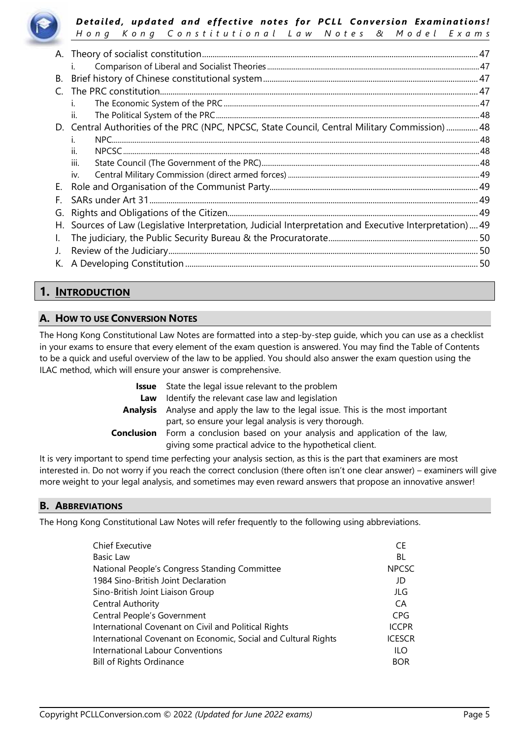A. Theory of socialist constitution .......... 47
   i. Comparison of Liberal and Socialist Theories .......... 47
B. Brief history of Chinese constitutional system .......... 47
C. The PRC constitution .......... 47
   i. The Economic System of the PRC .......... 47
   ii. The Political System of the PRC .......... 48
D. Central Authorities of the PRC (NPC, NPCSC, State Council, Central Military Commission) .......... 48
   i. NPC .......... 48
   ii. NPCSC .......... 48
   iii. State Council (The Government of the PRC) .......... 48
   iv. Central Military Commission (direct armed forces) .......... 49
E. Role and Organisation of the Communist Party .......... 49
F. SARs under Art 31 .......... 49
G. Rights and Obligations of the Citizen .......... 49
H. Sources of Law (Legislative Interpretation, Judicial Interpretation and Executive Interpretation) .......... 49
I. The judiciary, the Public Security Bureau & the Procuratorate .......... 50
J. Review of the Judiciary .......... 50
K. A Developing Constitution .......... 50

# 1. INTRODUCTION

## A. HOW TO USE CONVERSION NOTES

The Hong Kong Constitutional Law Notes are formatted into a step-by-step guide, which you can use as a checklist in your exams to ensure that every element of the exam question is answered. You may find the Table of Contents to be a quick and useful overview of the law to be applied. You should also answer the exam question using the ILAC method, which will ensure your answer is comprehensive.

**Issue** State the legal issue relevant to the problem

**Law** Identify the relevant case law and legislation

**Analysis** Analyse and apply the law to the legal issue. This is the most important part, so ensure your legal analysis is very thorough.

**Conclusion** Form a conclusion based on your analysis and application of the law, giving some practical advice to the hypothetical client.

It is very important to spend time perfecting your analysis section, as this is the part that examiners are most interested in. Do not worry if you reach the correct conclusion (there often isn't one clear answer) – examiners will give more weight to your legal analysis, and sometimes may even reward answers that propose an innovative answer!

## B. ABBREVIATIONS

The Hong Kong Constitutional Law Notes will refer frequently to the following using abbreviations.

| | |
|---|---|
| Chief Executive | CE |
| Basic Law | BL |
| National People's Congress Standing Committee | NPCSC |
| 1984 Sino-British Joint Declaration | JD |
| Sino-British Joint Liaison Group | JLG |
| Central Authority | CA |
| Central People's Government | CPG |
| International Covenant on Civil and Political Rights | ICCPR |
| International Covenant on Economic, Social and Cultural Rights | ICESCR |
| International Labour Conventions | ILO |
| Bill of Rights Ordinance | BOR |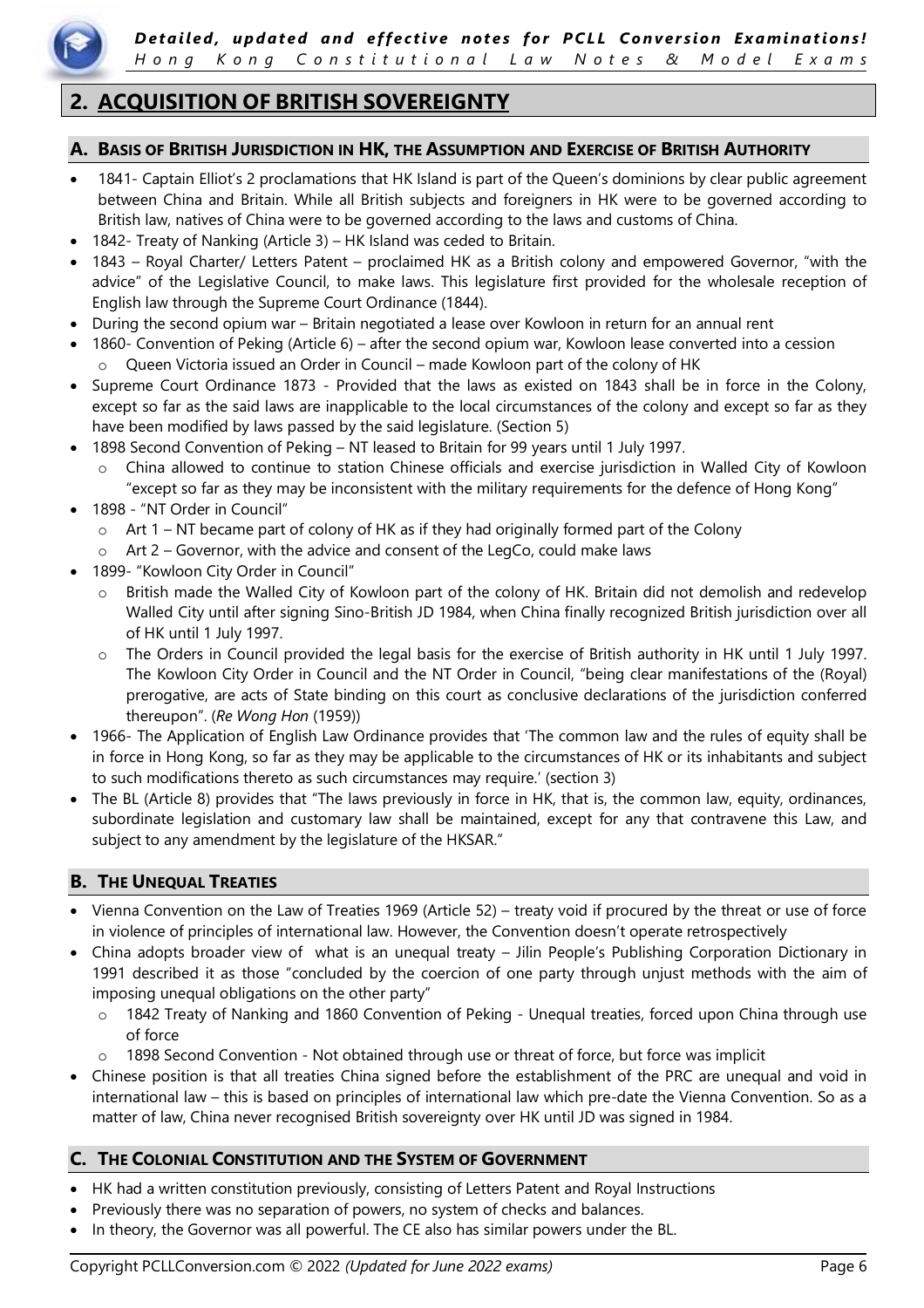## 2. ACQUISITION OF BRITISH SOVEREIGNTY

### A. Basis of British Jurisdiction in HK, the Assumption and Exercise of British Authority

- 1841- Captain Elliot's 2 proclamations that HK Island is part of the Queen's dominions by clear public agreement between China and Britain. While all British subjects and foreigners in HK were to be governed according to British law, natives of China were to be governed according to the laws and customs of China.
- 1842- Treaty of Nanking (Article 3) – HK Island was ceded to Britain.
- 1843 – Royal Charter/ Letters Patent – proclaimed HK as a British colony and empowered Governor, "with the advice" of the Legislative Council, to make laws. This legislature first provided for the wholesale reception of English law through the Supreme Court Ordinance (1844).
- During the second opium war – Britain negotiated a lease over Kowloon in return for an annual rent
- 1860- Convention of Peking (Article 6) – after the second opium war, Kowloon lease converted into a cession
  - Queen Victoria issued an Order in Council – made Kowloon part of the colony of HK
- Supreme Court Ordinance 1873 - Provided that the laws as existed on 1843 shall be in force in the Colony, except so far as the said laws are inapplicable to the local circumstances of the colony and except so far as they have been modified by laws passed by the said legislature. (Section 5)
- 1898 Second Convention of Peking – NT leased to Britain for 99 years until 1 July 1997.
  - China allowed to continue to station Chinese officials and exercise jurisdiction in Walled City of Kowloon "except so far as they may be inconsistent with the military requirements for the defence of Hong Kong"
- 1898 - "NT Order in Council"
  - Art 1 – NT became part of colony of HK as if they had originally formed part of the Colony
  - Art 2 – Governor, with the advice and consent of the LegCo, could make laws
- 1899- "Kowloon City Order in Council"
  - British made the Walled City of Kowloon part of the colony of HK. Britain did not demolish and redevelop Walled City until after signing Sino-British JD 1984, when China finally recognized British jurisdiction over all of HK until 1 July 1997.
  - The Orders in Council provided the legal basis for the exercise of British authority in HK until 1 July 1997. The Kowloon City Order in Council and the NT Order in Council, "being clear manifestations of the (Royal) prerogative, are acts of State binding on this court as conclusive declarations of the jurisdiction conferred thereupon". (*Re Wong Hon* (1959))
- 1966- The Application of English Law Ordinance provides that 'The common law and the rules of equity shall be in force in Hong Kong, so far as they may be applicable to the circumstances of HK or its inhabitants and subject to such modifications thereto as such circumstances may require.' (section 3)
- The BL (Article 8) provides that "The laws previously in force in HK, that is, the common law, equity, ordinances, subordinate legislation and customary law shall be maintained, except for any that contravene this Law, and subject to any amendment by the legislature of the HKSAR."

### B. The Unequal Treaties

- Vienna Convention on the Law of Treaties 1969 (Article 52) – treaty void if procured by the threat or use of force in violence of principles of international law. However, the Convention doesn't operate retrospectively
- China adopts broader view of what is an unequal treaty – Jilin People's Publishing Corporation Dictionary in 1991 described it as those "concluded by the coercion of one party through unjust methods with the aim of imposing unequal obligations on the other party"
  - 1842 Treaty of Nanking and 1860 Convention of Peking - Unequal treaties, forced upon China through use of force
  - 1898 Second Convention - Not obtained through use or threat of force, but force was implicit
- Chinese position is that all treaties China signed before the establishment of the PRC are unequal and void in international law – this is based on principles of international law which pre-date the Vienna Convention. So as a matter of law, China never recognised British sovereignty over HK until JD was signed in 1984.

### C. The Colonial Constitution and the System of Government

- HK had a written constitution previously, consisting of Letters Patent and Royal Instructions
- Previously there was no separation of powers, no system of checks and balances.
- In theory, the Governor was all powerful. The CE also has similar powers under the BL.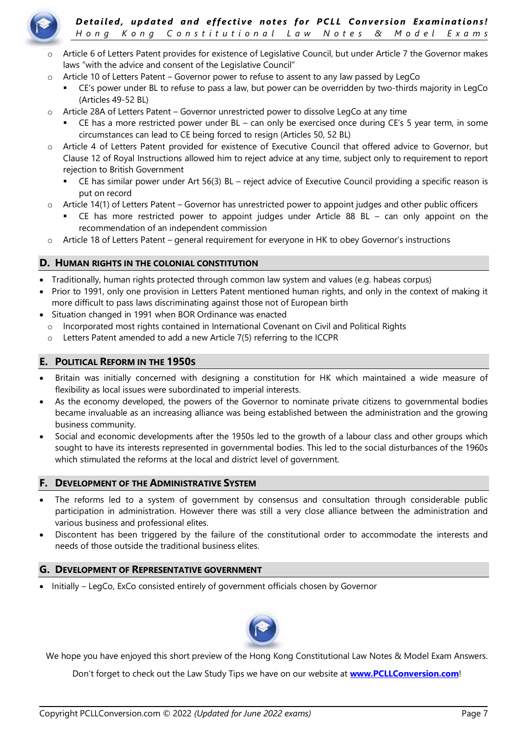- Article 6 of Letters Patent provides for existence of Legislative Council, but under Article 7 the Governor makes laws "with the advice and consent of the Legislative Council"
- Article 10 of Letters Patent – Governor power to refuse to assent to any law passed by LegCo
  - CE's power under BL to refuse to pass a law, but power can be overridden by two-thirds majority in LegCo (Articles 49-52 BL)
- Article 28A of Letters Patent – Governor unrestricted power to dissolve LegCo at any time
  - CE has a more restricted power under BL – can only be exercised once during CE's 5 year term, in some circumstances can lead to CE being forced to resign (Articles 50, 52 BL)
- Article 4 of Letters Patent provided for existence of Executive Council that offered advice to Governor, but Clause 12 of Royal Instructions allowed him to reject advice at any time, subject only to requirement to report rejection to British Government
  - CE has similar power under Art 56(3) BL – reject advice of Executive Council providing a specific reason is put on record
- Article 14(1) of Letters Patent – Governor has unrestricted power to appoint judges and other public officers
  - CE has more restricted power to appoint judges under Article 88 BL – can only appoint on the recommendation of an independent commission
- Article 18 of Letters Patent – general requirement for everyone in HK to obey Governor's instructions

## D. Human rights in the colonial constitution

- Traditionally, human rights protected through common law system and values (e.g. habeas corpus)
- Prior to 1991, only one provision in Letters Patent mentioned human rights, and only in the context of making it more difficult to pass laws discriminating against those not of European birth
- Situation changed in 1991 when BOR Ordinance was enacted
  - Incorporated most rights contained in International Covenant on Civil and Political Rights
  - Letters Patent amended to add a new Article 7(5) referring to the ICCPR

## E. Political Reform in the 1950s

- Britain was initially concerned with designing a constitution for HK which maintained a wide measure of flexibility as local issues were subordinated to imperial interests.
- As the economy developed, the powers of the Governor to nominate private citizens to governmental bodies became invaluable as an increasing alliance was being established between the administration and the growing business community.
- Social and economic developments after the 1950s led to the growth of a labour class and other groups which sought to have its interests represented in governmental bodies. This led to the social disturbances of the 1960s which stimulated the reforms at the local and district level of government.

## F. Development of the Administrative System

- The reforms led to a system of government by consensus and consultation through considerable public participation in administration. However there was still a very close alliance between the administration and various business and professional elites.
- Discontent has been triggered by the failure of the constitutional order to accommodate the interests and needs of those outside the traditional business elites.

## G. Development of Representative government

- Initially – LegCo, ExCo consisted entirely of government officials chosen by Governor

We hope you have enjoyed this short preview of the Hong Kong Constitutional Law Notes & Model Exam Answers.

Don't forget to check out the Law Study Tips we have on our website at **www.PCLLConversion.com**!